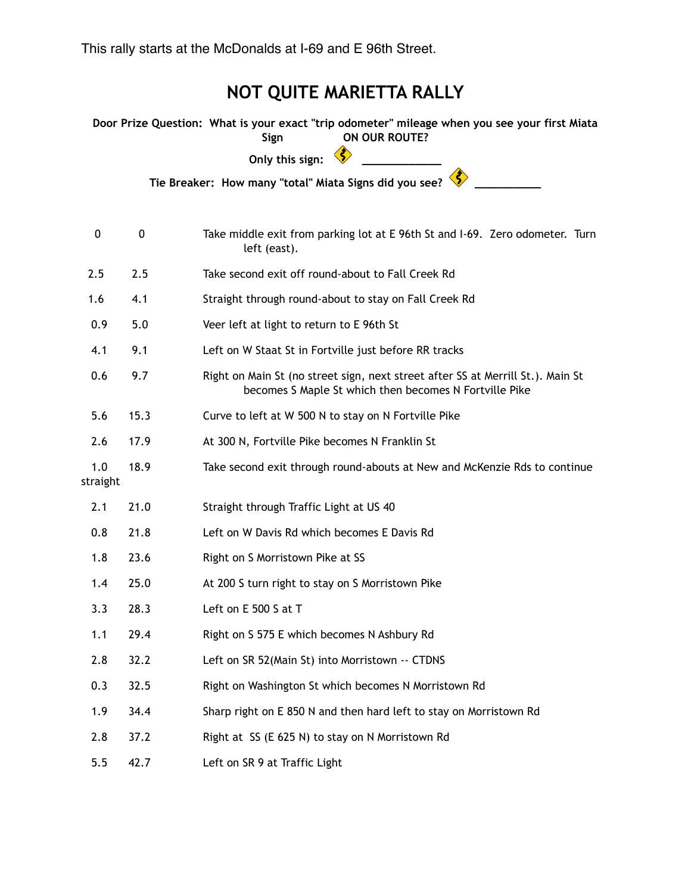This rally starts at the McDonalds at I-69 and E 96th Street.

# NOT QUITE MARIETTA RALLY

**Door Prize Question: What is your exact "trip odometer" mileage when you see your first Miata Sign ON OUR ROUTE?**

**Only this sign:** ____________

**Tie Breaker: How many "total" Miata Signs did you see?** __________

| | | |
|---|---|---|
| 0 | 0 | Take middle exit from parking lot at E 96th St and I-69. Zero odometer. Turn left (east). |
| 2.5 | 2.5 | Take second exit off round-about to Fall Creek Rd |
| 1.6 | 4.1 | Straight through round-about to stay on Fall Creek Rd |
| 0.9 | 5.0 | Veer left at light to return to E 96th St |
| 4.1 | 9.1 | Left on W Staat St in Fortville just before RR tracks |
| 0.6 | 9.7 | Right on Main St (no street sign, next street after SS at Merrill St.). Main St becomes S Maple St which then becomes N Fortville Pike |
| 5.6 | 15.3 | Curve to left at W 500 N to stay on N Fortville Pike |
| 2.6 | 17.9 | At 300 N, Fortville Pike becomes N Franklin St |
| 1.0 | 18.9 | Take second exit through round-abouts at New and McKenzie Rds to continue straight |
| 2.1 | 21.0 | Straight through Traffic Light at US 40 |
| 0.8 | 21.8 | Left on W Davis Rd which becomes E Davis Rd |
| 1.8 | 23.6 | Right on S Morristown Pike at SS |
| 1.4 | 25.0 | At 200 S turn right to stay on S Morristown Pike |
| 3.3 | 28.3 | Left on E 500 S at T |
| 1.1 | 29.4 | Right on S 575 E which becomes N Ashbury Rd |
| 2.8 | 32.2 | Left on SR 52(Main St) into Morristown -- CTDNS |
| 0.3 | 32.5 | Right on Washington St which becomes N Morristown Rd |
| 1.9 | 34.4 | Sharp right on E 850 N and then hard left to stay on Morristown Rd |
| 2.8 | 37.2 | Right at SS (E 625 N) to stay on N Morristown Rd |
| 5.5 | 42.7 | Left on SR 9 at Traffic Light |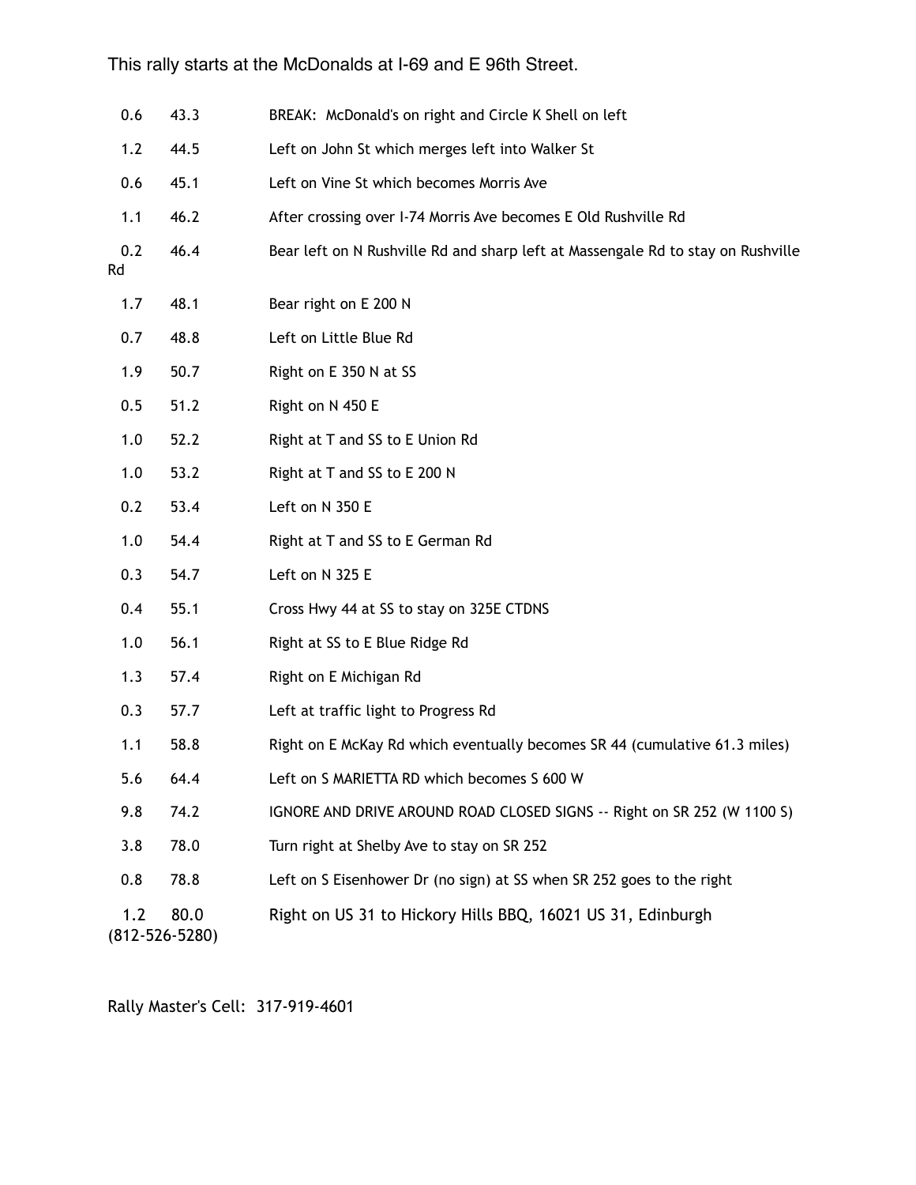This rally starts at the McDonalds at I-69 and E 96th Street.

| | | |
|---|---|---|
| 0.6 | 43.3 | BREAK: McDonald's on right and Circle K Shell on left |
| 1.2 | 44.5 | Left on John St which merges left into Walker St |
| 0.6 | 45.1 | Left on Vine St which becomes Morris Ave |
| 1.1 | 46.2 | After crossing over I-74 Morris Ave becomes E Old Rushville Rd |
| 0.2 | 46.4 | Bear left on N Rushville Rd and sharp left at Massengale Rd to stay on Rushville Rd |
| 1.7 | 48.1 | Bear right on E 200 N |
| 0.7 | 48.8 | Left on Little Blue Rd |
| 1.9 | 50.7 | Right on E 350 N at SS |
| 0.5 | 51.2 | Right on N 450 E |
| 1.0 | 52.2 | Right at T and SS to E Union Rd |
| 1.0 | 53.2 | Right at T and SS to E 200 N |
| 0.2 | 53.4 | Left on N 350 E |
| 1.0 | 54.4 | Right at T and SS to E German Rd |
| 0.3 | 54.7 | Left on N 325 E |
| 0.4 | 55.1 | Cross Hwy 44 at SS to stay on 325E CTDNS |
| 1.0 | 56.1 | Right at SS to E Blue Ridge Rd |
| 1.3 | 57.4 | Right on E Michigan Rd |
| 0.3 | 57.7 | Left at traffic light to Progress Rd |
| 1.1 | 58.8 | Right on E McKay Rd which eventually becomes SR 44 (cumulative 61.3 miles) |
| 5.6 | 64.4 | Left on S MARIETTA RD which becomes S 600 W |
| 9.8 | 74.2 | IGNORE AND DRIVE AROUND ROAD CLOSED SIGNS -- Right on SR 252 (W 1100 S) |
| 3.8 | 78.0 | Turn right at Shelby Ave to stay on SR 252 |
| 0.8 | 78.8 | Left on S Eisenhower Dr (no sign) at SS when SR 252 goes to the right |
| 1.2 | 80.0 | Right on US 31 to Hickory Hills BBQ, 16021 US 31, Edinburgh (812-526-5280) |

Rally Master's Cell: 317-919-4601